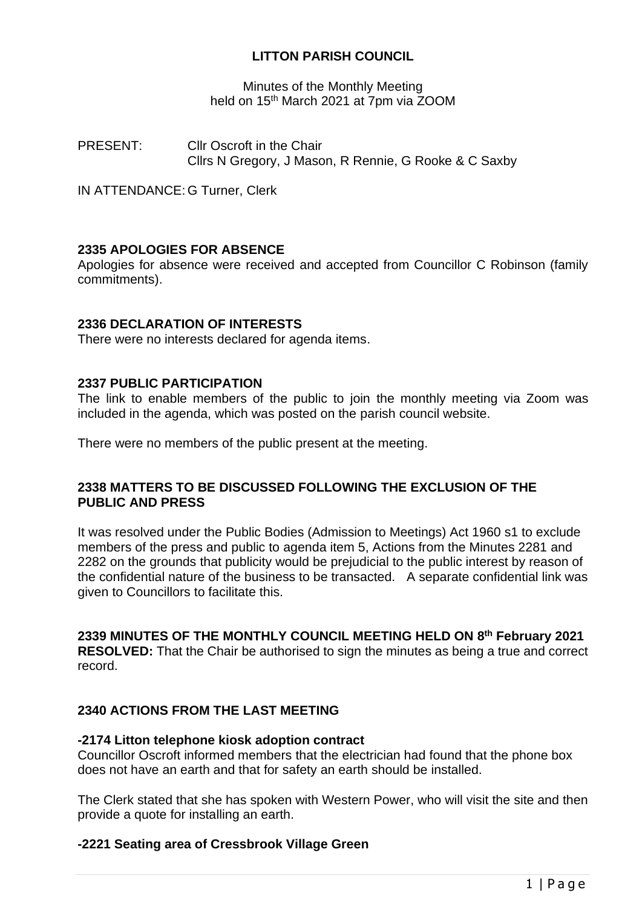# LITTON PARISH COUNCIL

Minutes of the Monthly Meeting
held on 15th March 2021 at 7pm via ZOOM

PRESENT: Cllr Oscroft in the Chair
Cllrs N Gregory, J Mason, R Rennie, G Rooke & C Saxby

IN ATTENDANCE: G Turner, Clerk

## 2335 APOLOGIES FOR ABSENCE

Apologies for absence were received and accepted from Councillor C Robinson (family commitments).

## 2336 DECLARATION OF INTERESTS

There were no interests declared for agenda items.

## 2337 PUBLIC PARTICIPATION

The link to enable members of the public to join the monthly meeting via Zoom was included in the agenda, which was posted on the parish council website.

There were no members of the public present at the meeting.

## 2338 MATTERS TO BE DISCUSSED FOLLOWING THE EXCLUSION OF THE PUBLIC AND PRESS

It was resolved under the Public Bodies (Admission to Meetings) Act 1960 s1 to exclude members of the press and public to agenda item 5, Actions from the Minutes 2281 and 2282 on the grounds that publicity would be prejudicial to the public interest by reason of the confidential nature of the business to be transacted. A separate confidential link was given to Councillors to facilitate this.

## 2339 MINUTES OF THE MONTHLY COUNCIL MEETING HELD ON 8th February 2021

**RESOLVED:** That the Chair be authorised to sign the minutes as being a true and correct record.

## 2340 ACTIONS FROM THE LAST MEETING

### -2174 Litton telephone kiosk adoption contract

Councillor Oscroft informed members that the electrician had found that the phone box does not have an earth and that for safety an earth should be installed.

The Clerk stated that she has spoken with Western Power, who will visit the site and then provide a quote for installing an earth.

### -2221 Seating area of Cressbrook Village Green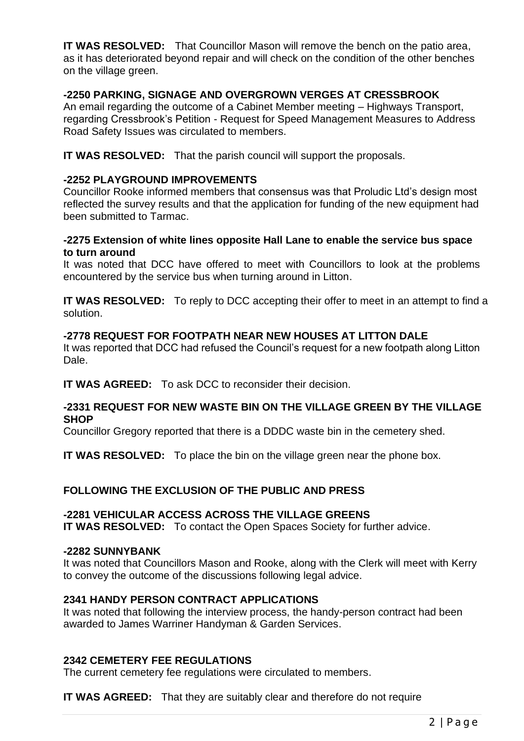**IT WAS RESOLVED:** That Councillor Mason will remove the bench on the patio area, as it has deteriorated beyond repair and will check on the condition of the other benches on the village green.

**-2250 PARKING, SIGNAGE AND OVERGROWN VERGES AT CRESSBROOK**

An email regarding the outcome of a Cabinet Member meeting – Highways Transport, regarding Cressbrook's Petition - Request for Speed Management Measures to Address Road Safety Issues was circulated to members.

**IT WAS RESOLVED:** That the parish council will support the proposals.

**-2252 PLAYGROUND IMPROVEMENTS**

Councillor Rooke informed members that consensus was that Proludic Ltd's design most reflected the survey results and that the application for funding of the new equipment had been submitted to Tarmac.

**-2275 Extension of white lines opposite Hall Lane to enable the service bus space to turn around**

It was noted that DCC have offered to meet with Councillors to look at the problems encountered by the service bus when turning around in Litton.

**IT WAS RESOLVED:** To reply to DCC accepting their offer to meet in an attempt to find a solution.

**-2778 REQUEST FOR FOOTPATH NEAR NEW HOUSES AT LITTON DALE**

It was reported that DCC had refused the Council's request for a new footpath along Litton Dale.

**IT WAS AGREED:** To ask DCC to reconsider their decision.

**-2331 REQUEST FOR NEW WASTE BIN ON THE VILLAGE GREEN BY THE VILLAGE SHOP**

Councillor Gregory reported that there is a DDDC waste bin in the cemetery shed.

**IT WAS RESOLVED:** To place the bin on the village green near the phone box.

**FOLLOWING THE EXCLUSION OF THE PUBLIC AND PRESS**

**-2281 VEHICULAR ACCESS ACROSS THE VILLAGE GREENS**

**IT WAS RESOLVED:** To contact the Open Spaces Society for further advice.

**-2282 SUNNYBANK**

It was noted that Councillors Mason and Rooke, along with the Clerk will meet with Kerry to convey the outcome of the discussions following legal advice.

**2341 HANDY PERSON CONTRACT APPLICATIONS**

It was noted that following the interview process, the handy-person contract had been awarded to James Warriner Handyman & Garden Services.

**2342 CEMETERY FEE REGULATIONS**

The current cemetery fee regulations were circulated to members.

**IT WAS AGREED:** That they are suitably clear and therefore do not require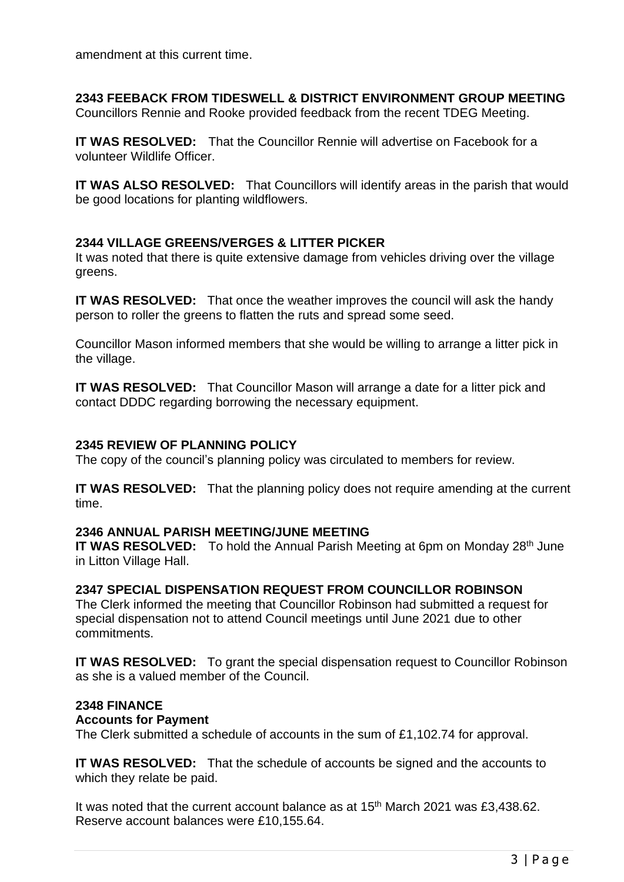amendment at this current time.

**2343 FEEBACK FROM TIDESWELL & DISTRICT ENVIRONMENT GROUP MEETING**
Councillors Rennie and Rooke provided feedback from the recent TDEG Meeting.

**IT WAS RESOLVED:** That the Councillor Rennie will advertise on Facebook for a volunteer Wildlife Officer.

**IT WAS ALSO RESOLVED:** That Councillors will identify areas in the parish that would be good locations for planting wildflowers.

**2344 VILLAGE GREENS/VERGES & LITTER PICKER**
It was noted that there is quite extensive damage from vehicles driving over the village greens.

**IT WAS RESOLVED:** That once the weather improves the council will ask the handy person to roller the greens to flatten the ruts and spread some seed.

Councillor Mason informed members that she would be willing to arrange a litter pick in the village.

**IT WAS RESOLVED:** That Councillor Mason will arrange a date for a litter pick and contact DDDC regarding borrowing the necessary equipment.

**2345 REVIEW OF PLANNING POLICY**
The copy of the council's planning policy was circulated to members for review.

**IT WAS RESOLVED:** That the planning policy does not require amending at the current time.

**2346 ANNUAL PARISH MEETING/JUNE MEETING**
**IT WAS RESOLVED:** To hold the Annual Parish Meeting at 6pm on Monday 28th June in Litton Village Hall.

**2347 SPECIAL DISPENSATION REQUEST FROM COUNCILLOR ROBINSON**
The Clerk informed the meeting that Councillor Robinson had submitted a request for special dispensation not to attend Council meetings until June 2021 due to other commitments.

**IT WAS RESOLVED:** To grant the special dispensation request to Councillor Robinson as she is a valued member of the Council.

**2348 FINANCE**
**Accounts for Payment**
The Clerk submitted a schedule of accounts in the sum of £1,102.74 for approval.

**IT WAS RESOLVED:** That the schedule of accounts be signed and the accounts to which they relate be paid.

It was noted that the current account balance as at 15th March 2021 was £3,438.62. Reserve account balances were £10,155.64.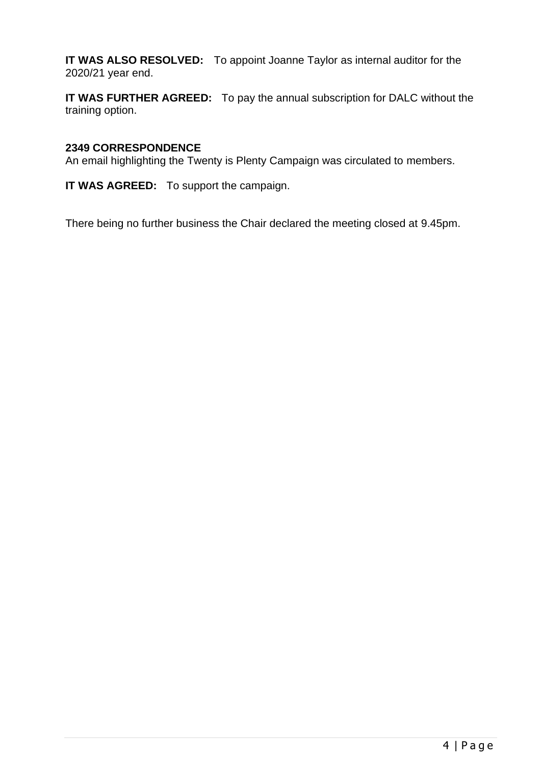**IT WAS ALSO RESOLVED:** To appoint Joanne Taylor as internal auditor for the 2020/21 year end.

**IT WAS FURTHER AGREED:** To pay the annual subscription for DALC without the training option.

**2349 CORRESPONDENCE**

An email highlighting the Twenty is Plenty Campaign was circulated to members.

**IT WAS AGREED:** To support the campaign.

There being no further business the Chair declared the meeting closed at 9.45pm.